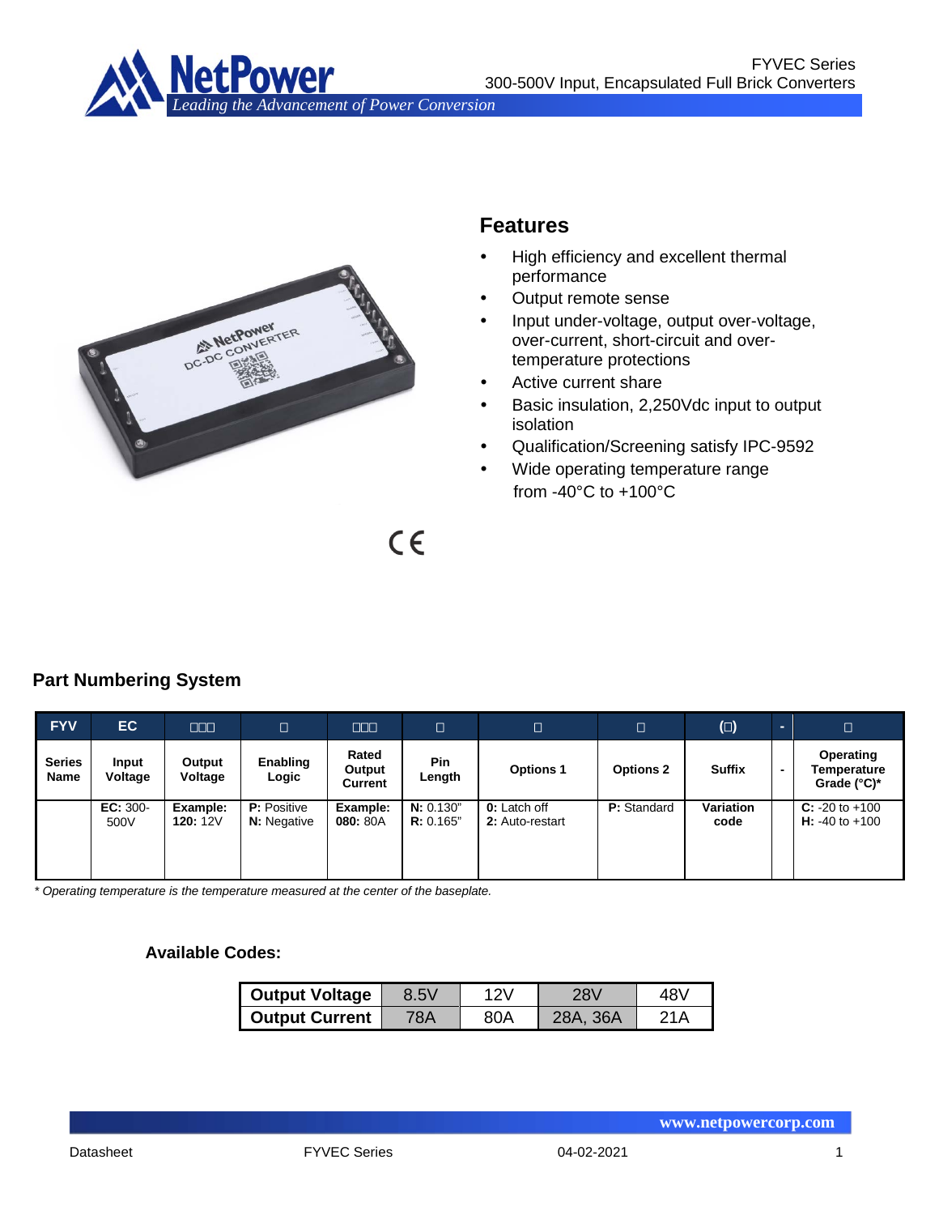FYVEC Series
300-500V Input, Encapsulated Full Brick Converters

## Features

- High efficiency and excellent thermal performance
- Output remote sense
- Input under-voltage, output over-voltage, over-current, short-circuit and over-temperature protections
- Active current share
- Basic insulation, 2,250Vdc input to output isolation
- Qualification/Screening satisfy IPC-9592
- Wide operating temperature range from -40°C to +100°C

## Part Numbering System

| FYV | EC | □□□ | □ | □□□ | □ | □ | □ | (□) | - | □ |
|---|---|---|---|---|---|---|---|---|---|---|
| **Series Name** | **Input Voltage** | **Output Voltage** | **Enabling Logic** | **Rated Output Current** | **Pin Length** | **Options 1** | **Options 2** | **Suffix** | **-** | **Operating Temperature Grade (°C)*** |
| | **EC:** 300-500V | **Example: 120:** 12V | **P:** Positive<br>**N:** Negative | **Example: 080:** 80A | **N:** 0.130"<br>**R:** 0.165" | **0:** Latch off<br>**2:** Auto-restart | **P:** Standard | **Variation code** | | **C:** -20 to +100<br>**H:** -40 to +100 |

*\* Operating temperature is the temperature measured at the center of the baseplate.*

### Available Codes:

| **Output Voltage** | 8.5V | 12V | 28V | 48V |
|---|---|---|---|---|
| **Output Current** | 78A | 80A | 28A, 36A | 21A |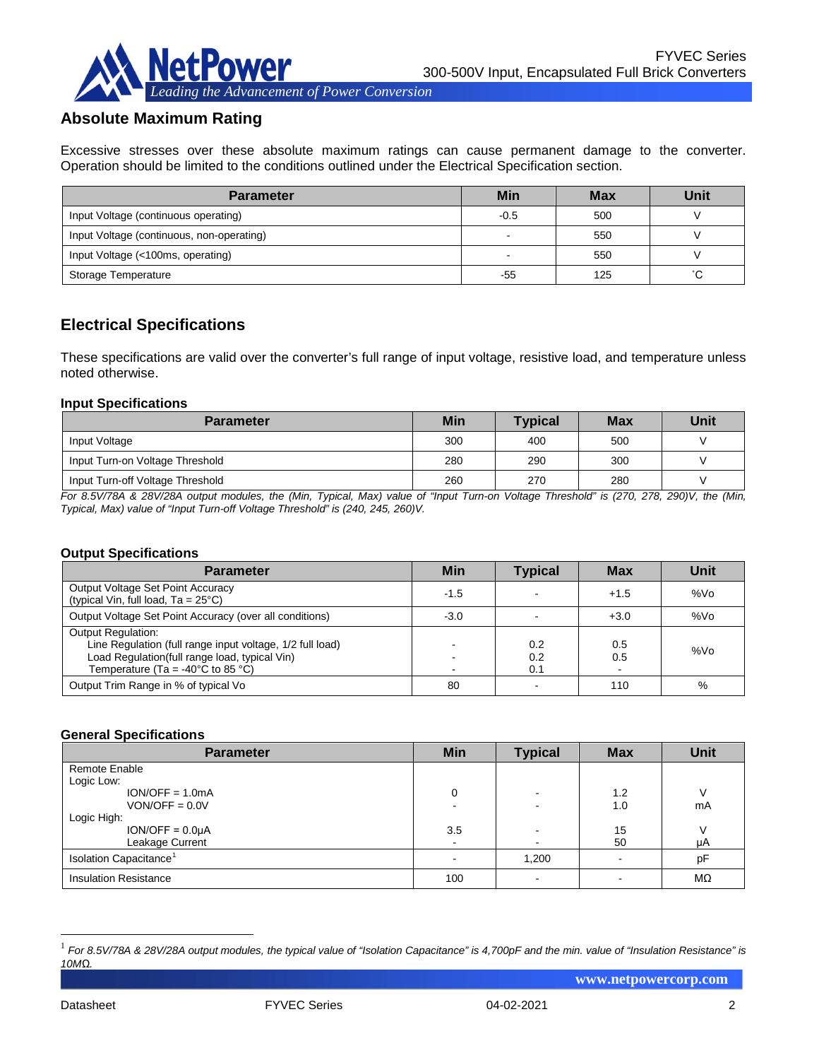## Absolute Maximum Rating

Excessive stresses over these absolute maximum ratings can cause permanent damage to the converter. Operation should be limited to the conditions outlined under the Electrical Specification section.

| Parameter | Min | Max | Unit |
|---|---|---|---|
| Input Voltage (continuous operating) | -0.5 | 500 | V |
| Input Voltage (continuous, non-operating) | - | 550 | V |
| Input Voltage (<100ms, operating) | - | 550 | V |
| Storage Temperature | -55 | 125 | ˚C |

## Electrical Specifications

These specifications are valid over the converter's full range of input voltage, resistive load, and temperature unless noted otherwise.

### Input Specifications

| Parameter | Min | Typical | Max | Unit |
|---|---|---|---|---|
| Input Voltage | 300 | 400 | 500 | V |
| Input Turn-on Voltage Threshold | 280 | 290 | 300 | V |
| Input Turn-off Voltage Threshold | 260 | 270 | 280 | V |

*For 8.5V/78A & 28V/28A output modules, the (Min, Typical, Max) value of "Input Turn-on Voltage Threshold" is (270, 278, 290)V, the (Min, Typical, Max) value of "Input Turn-off Voltage Threshold" is (240, 245, 260)V.*

### Output Specifications

| Parameter | Min | Typical | Max | Unit |
|---|---|---|---|---|
| Output Voltage Set Point Accuracy (typical Vin, full load, Ta = 25°C) | -1.5 | - | +1.5 | %Vo |
| Output Voltage Set Point Accuracy (over all conditions) | -3.0 | - | +3.0 | %Vo |
| Output Regulation:<br>Line Regulation (full range input voltage, 1/2 full load)<br>Load Regulation(full range load, typical Vin)<br>Temperature (Ta = -40°C to 85 °C) | <br>-<br>-<br>- | <br>0.2<br>0.2<br>0.1 | <br>0.5<br>0.5<br>- | %Vo |
| Output Trim Range in % of typical Vo | 80 | - | 110 | % |

### General Specifications

| Parameter | Min | Typical | Max | Unit |
|---|---|---|---|---|
| Remote Enable<br>Logic Low:<br>ION/OFF = 1.0mA<br>VON/OFF = 0.0V<br>Logic High:<br>ION/OFF = 0.0μA<br>Leakage Current | <br><br>0<br>-<br><br>3.5<br>- | <br><br>-<br>-<br><br>-<br>- | <br><br>1.2<br>1.0<br><br>15<br>50 | <br><br>V<br>mA<br><br>V<br>μA |
| Isolation Capacitance[1] | - | 1,200 | - | pF |
| Insulation Resistance | 100 | - | - | MΩ |

[1] *For 8.5V/78A & 28V/28A output modules, the typical value of "Isolation Capacitance" is 4,700pF and the min. value of "Insulation Resistance" is 10MΩ.*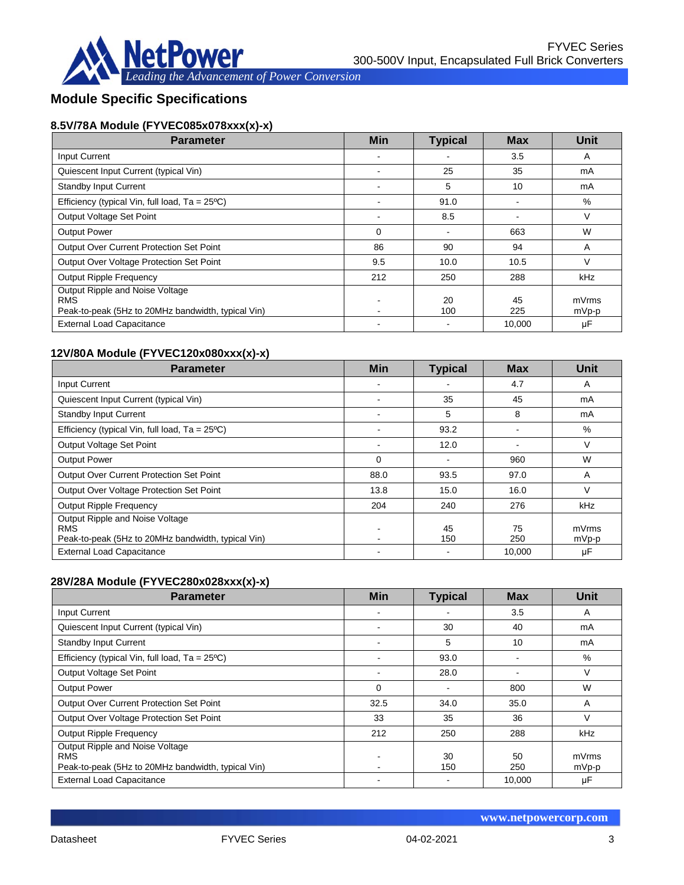## Module Specific Specifications

### 8.5V/78A Module (FYVEC085x078xxx(x)-x)

| Parameter | Min | Typical | Max | Unit |
|---|---|---|---|---|
| Input Current | - | - | 3.5 | A |
| Quiescent Input Current (typical Vin) | - | 25 | 35 | mA |
| Standby Input Current | - | 5 | 10 | mA |
| Efficiency (typical Vin, full load, Ta = 25ºC) | - | 91.0 | - | % |
| Output Voltage Set Point | - | 8.5 | - | V |
| Output Power | 0 | - | 663 | W |
| Output Over Current Protection Set Point | 86 | 90 | 94 | A |
| Output Over Voltage Protection Set Point | 9.5 | 10.0 | 10.5 | V |
| Output Ripple Frequency | 212 | 250 | 288 | kHz |
| Output Ripple and Noise Voltage<br>RMS<br>Peak-to-peak (5Hz to 20MHz bandwidth, typical Vin) | -<br>- | 20<br>100 | 45<br>225 | mVrms<br>mVp-p |
| External Load Capacitance | - | - | 10,000 | µF |

### 12V/80A Module (FYVEC120x080xxx(x)-x)

| Parameter | Min | Typical | Max | Unit |
|---|---|---|---|---|
| Input Current | - | - | 4.7 | A |
| Quiescent Input Current (typical Vin) | - | 35 | 45 | mA |
| Standby Input Current | - | 5 | 8 | mA |
| Efficiency (typical Vin, full load, Ta = 25ºC) | - | 93.2 | - | % |
| Output Voltage Set Point | - | 12.0 | - | V |
| Output Power | 0 | - | 960 | W |
| Output Over Current Protection Set Point | 88.0 | 93.5 | 97.0 | A |
| Output Over Voltage Protection Set Point | 13.8 | 15.0 | 16.0 | V |
| Output Ripple Frequency | 204 | 240 | 276 | kHz |
| Output Ripple and Noise Voltage<br>RMS<br>Peak-to-peak (5Hz to 20MHz bandwidth, typical Vin) | -<br>- | 45<br>150 | 75<br>250 | mVrms<br>mVp-p |
| External Load Capacitance | - | - | 10,000 | µF |

### 28V/28A Module (FYVEC280x028xxx(x)-x)

| Parameter | Min | Typical | Max | Unit |
|---|---|---|---|---|
| Input Current | - | - | 3.5 | A |
| Quiescent Input Current (typical Vin) | - | 30 | 40 | mA |
| Standby Input Current | - | 5 | 10 | mA |
| Efficiency (typical Vin, full load, Ta = 25ºC) | - | 93.0 | - | % |
| Output Voltage Set Point | - | 28.0 | - | V |
| Output Power | 0 | - | 800 | W |
| Output Over Current Protection Set Point | 32.5 | 34.0 | 35.0 | A |
| Output Over Voltage Protection Set Point | 33 | 35 | 36 | V |
| Output Ripple Frequency | 212 | 250 | 288 | kHz |
| Output Ripple and Noise Voltage<br>RMS<br>Peak-to-peak (5Hz to 20MHz bandwidth, typical Vin) | -<br>- | 30<br>150 | 50<br>250 | mVrms<br>mVp-p |
| External Load Capacitance | - | - | 10,000 | µF |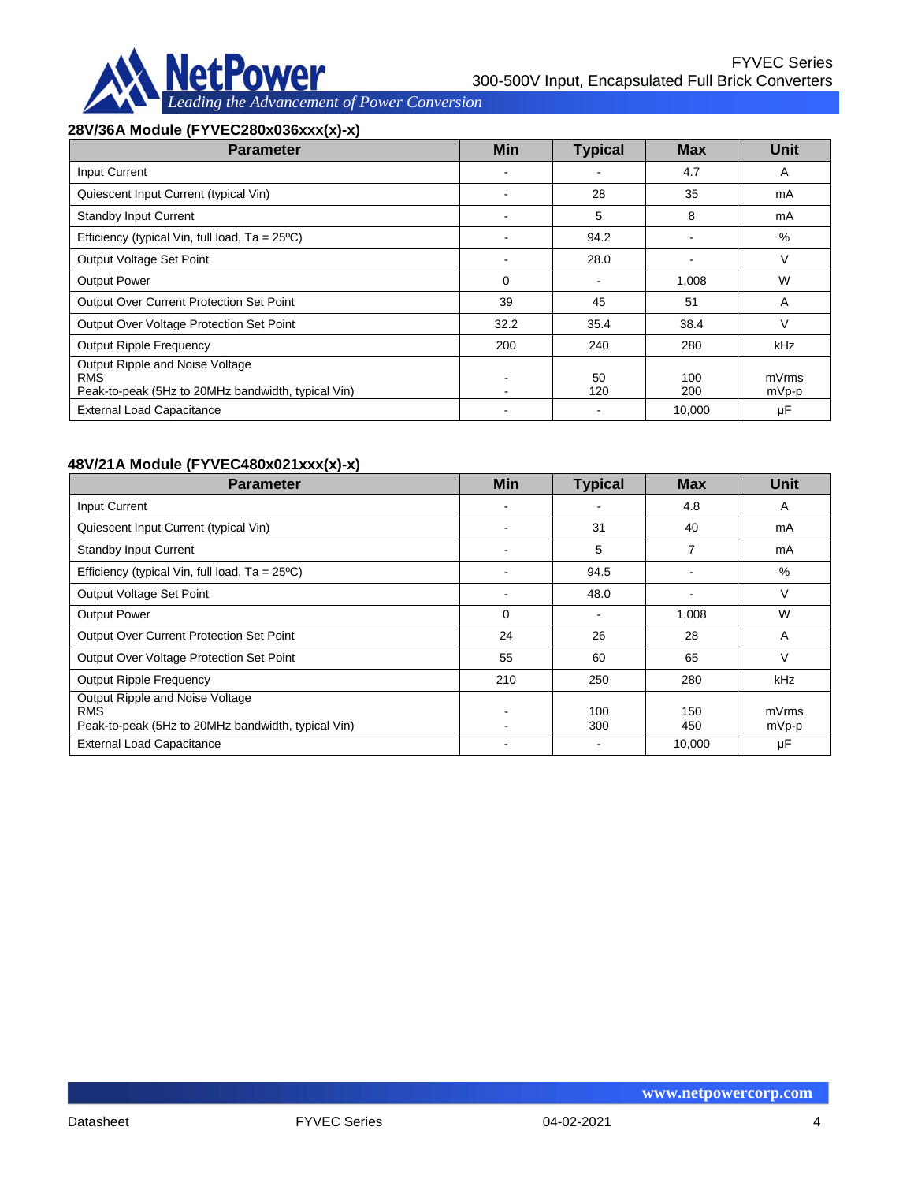### 28V/36A Module (FYVEC280x036xxx(x)-x)

| Parameter | Min | Typical | Max | Unit |
|---|---|---|---|---|
| Input Current | - | - | 4.7 | A |
| Quiescent Input Current (typical Vin) | - | 28 | 35 | mA |
| Standby Input Current | - | 5 | 8 | mA |
| Efficiency (typical Vin, full load, Ta = 25ºC) | - | 94.2 | - | % |
| Output Voltage Set Point | - | 28.0 | - | V |
| Output Power | 0 | - | 1,008 | W |
| Output Over Current Protection Set Point | 39 | 45 | 51 | A |
| Output Over Voltage Protection Set Point | 32.2 | 35.4 | 38.4 | V |
| Output Ripple Frequency | 200 | 240 | 280 | kHz |
| Output Ripple and Noise Voltage<br>RMS<br>Peak-to-peak (5Hz to 20MHz bandwidth, typical Vin) | <br>-<br>- | <br>50<br>120 | <br>100<br>200 | <br>mVrms<br>mVp-p |
| External Load Capacitance | - | - | 10,000 | µF |

### 48V/21A Module (FYVEC480x021xxx(x)-x)

| Parameter | Min | Typical | Max | Unit |
|---|---|---|---|---|
| Input Current | - | - | 4.8 | A |
| Quiescent Input Current (typical Vin) | - | 31 | 40 | mA |
| Standby Input Current | - | 5 | 7 | mA |
| Efficiency (typical Vin, full load, Ta = 25ºC) | - | 94.5 | - | % |
| Output Voltage Set Point | - | 48.0 | - | V |
| Output Power | 0 | - | 1,008 | W |
| Output Over Current Protection Set Point | 24 | 26 | 28 | A |
| Output Over Voltage Protection Set Point | 55 | 60 | 65 | V |
| Output Ripple Frequency | 210 | 250 | 280 | kHz |
| Output Ripple and Noise Voltage<br>RMS<br>Peak-to-peak (5Hz to 20MHz bandwidth, typical Vin) | <br>-<br>- | <br>100<br>300 | <br>150<br>450 | <br>mVrms<br>mVp-p |
| External Load Capacitance | - | - | 10,000 | µF |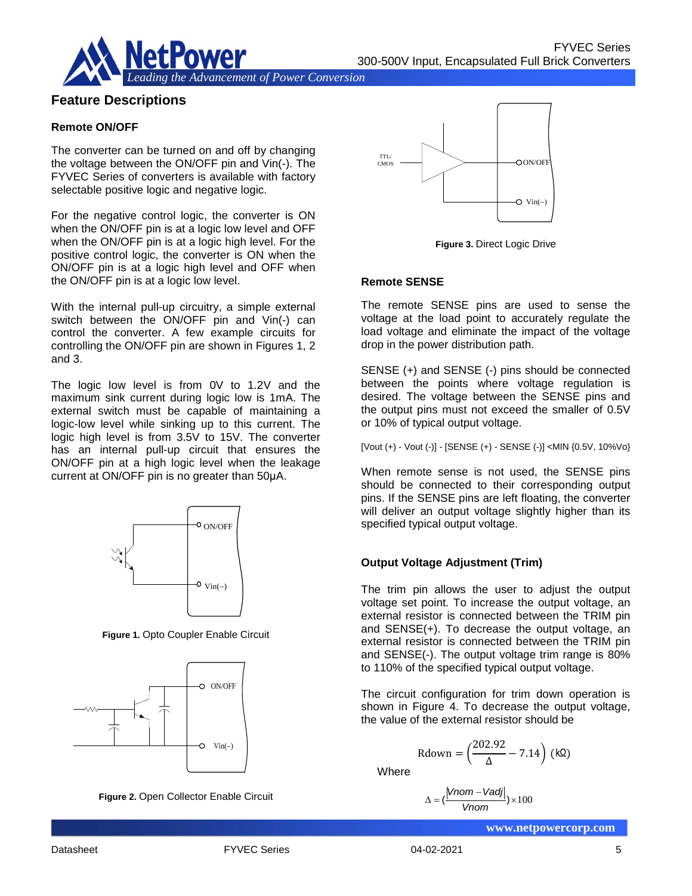## Feature Descriptions

### Remote ON/OFF

The converter can be turned on and off by changing the voltage between the ON/OFF pin and Vin(-). The FYVEC Series of converters is available with factory selectable positive logic and negative logic.

For the negative control logic, the converter is ON when the ON/OFF pin is at a logic low level and OFF when the ON/OFF pin is at a logic high level. For the positive control logic, the converter is ON when the ON/OFF pin is at a logic high level and OFF when the ON/OFF pin is at a logic low level.

With the internal pull-up circuitry, a simple external switch between the ON/OFF pin and Vin(-) can control the converter. A few example circuits for controlling the ON/OFF pin are shown in Figures 1, 2 and 3.

The logic low level is from 0V to 1.2V and the maximum sink current during logic low is 1mA. The external switch must be capable of maintaining a logic-low level while sinking up to this current. The logic high level is from 3.5V to 15V. The converter has an internal pull-up circuit that ensures the ON/OFF pin at a high logic level when the leakage current at ON/OFF pin is no greater than 50μA.

**Figure 1.** Opto Coupler Enable Circuit

**Figure 2.** Open Collector Enable Circuit

**Figure 3.** Direct Logic Drive

### Remote SENSE

The remote SENSE pins are used to sense the voltage at the load point to accurately regulate the load voltage and eliminate the impact of the voltage drop in the power distribution path.

SENSE (+) and SENSE (-) pins should be connected between the points where voltage regulation is desired. The voltage between the SENSE pins and the output pins must not exceed the smaller of 0.5V or 10% of typical output voltage.

[Vout (+) - Vout (-)] - [SENSE (+) - SENSE (-)] <MIN {0.5V, 10%Vo}

When remote sense is not used, the SENSE pins should be connected to their corresponding output pins. If the SENSE pins are left floating, the converter will deliver an output voltage slightly higher than its specified typical output voltage.

### Output Voltage Adjustment (Trim)

The trim pin allows the user to adjust the output voltage set point. To increase the output voltage, an external resistor is connected between the TRIM pin and SENSE(+). To decrease the output voltage, an external resistor is connected between the TRIM pin and SENSE(-). The output voltage trim range is 80% to 110% of the specified typical output voltage.

The circuit configuration for trim down operation is shown in Figure 4. To decrease the output voltage, the value of the external resistor should be

$$\text{Rdown} = \left(\frac{202.92}{\Delta} - 7.14\right)\ (\text{k}\Omega)$$

Where

$$\Delta = \left(\frac{|Vnom - Vadj|}{Vnom}\right) \times 100$$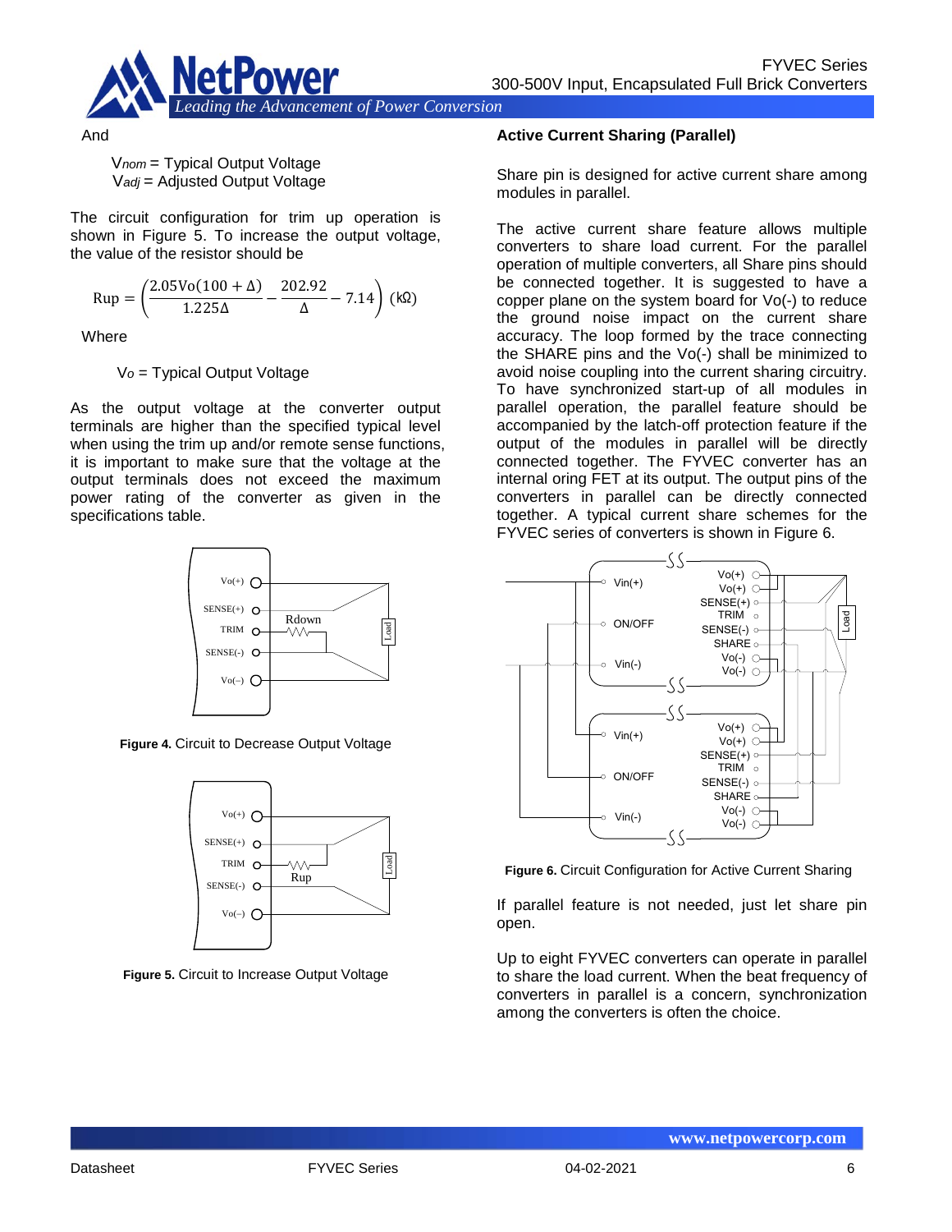And

$V_{nom}$ = Typical Output Voltage
$V_{adj}$ = Adjusted Output Voltage

The circuit configuration for trim up operation is shown in Figure 5. To increase the output voltage, the value of the resistor should be

$$\text{Rup} = \left(\frac{2.05\text{Vo}(100+\Delta)}{1.225\Delta} - \frac{202.92}{\Delta} - 7.14\right)\ (\text{k}\Omega)$$

Where

$V_o$ = Typical Output Voltage

As the output voltage at the converter output terminals are higher than the specified typical level when using the trim up and/or remote sense functions, it is important to make sure that the voltage at the output terminals does not exceed the maximum power rating of the converter as given in the specifications table.

**Figure 4.** Circuit to Decrease Output Voltage

**Figure 5.** Circuit to Increase Output Voltage

### Active Current Sharing (Parallel)

Share pin is designed for active current share among modules in parallel.

The active current share feature allows multiple converters to share load current. For the parallel operation of multiple converters, all Share pins should be connected together. It is suggested to have a copper plane on the system board for Vo(-) to reduce the ground noise impact on the current share accuracy. The loop formed by the trace connecting the SHARE pins and the Vo(-) shall be minimized to avoid noise coupling into the current sharing circuitry. To have synchronized start-up of all modules in parallel operation, the parallel feature should be accompanied by the latch-off protection feature if the output of the modules in parallel will be directly connected together. The FYVEC converter has an internal oring FET at its output. The output pins of the converters in parallel can be directly connected together. A typical current share schemes for the FYVEC series of converters is shown in Figure 6.

**Figure 6.** Circuit Configuration for Active Current Sharing

If parallel feature is not needed, just let share pin open.

Up to eight FYVEC converters can operate in parallel to share the load current. When the beat frequency of converters in parallel is a concern, synchronization among the converters is often the choice.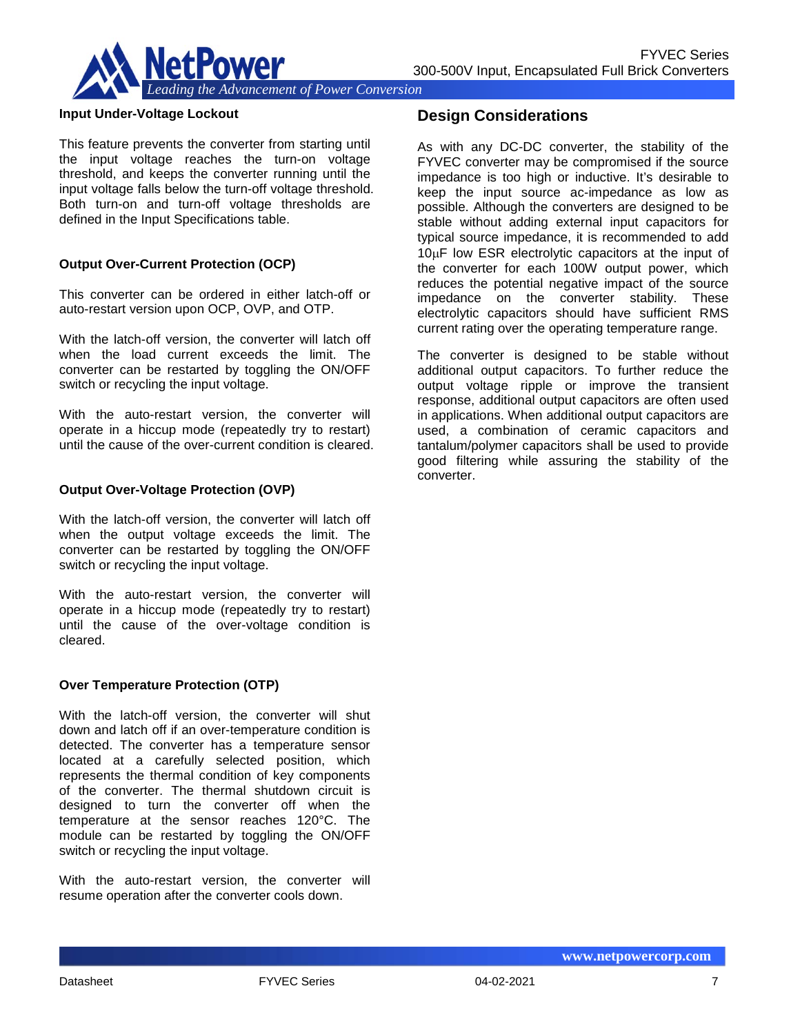### Input Under-Voltage Lockout

This feature prevents the converter from starting until the input voltage reaches the turn-on voltage threshold, and keeps the converter running until the input voltage falls below the turn-off voltage threshold. Both turn-on and turn-off voltage thresholds are defined in the Input Specifications table.

### Output Over-Current Protection (OCP)

This converter can be ordered in either latch-off or auto-restart version upon OCP, OVP, and OTP.

With the latch-off version, the converter will latch off when the load current exceeds the limit. The converter can be restarted by toggling the ON/OFF switch or recycling the input voltage.

With the auto-restart version, the converter will operate in a hiccup mode (repeatedly try to restart) until the cause of the over-current condition is cleared.

### Output Over-Voltage Protection (OVP)

With the latch-off version, the converter will latch off when the output voltage exceeds the limit. The converter can be restarted by toggling the ON/OFF switch or recycling the input voltage.

With the auto-restart version, the converter will operate in a hiccup mode (repeatedly try to restart) until the cause of the over-voltage condition is cleared.

### Over Temperature Protection (OTP)

With the latch-off version, the converter will shut down and latch off if an over-temperature condition is detected. The converter has a temperature sensor located at a carefully selected position, which represents the thermal condition of key components of the converter. The thermal shutdown circuit is designed to turn the converter off when the temperature at the sensor reaches 120°C. The module can be restarted by toggling the ON/OFF switch or recycling the input voltage.

With the auto-restart version, the converter will resume operation after the converter cools down.

## Design Considerations

As with any DC-DC converter, the stability of the FYVEC converter may be compromised if the source impedance is too high or inductive. It's desirable to keep the input source ac-impedance as low as possible. Although the converters are designed to be stable without adding external input capacitors for typical source impedance, it is recommended to add 10μF low ESR electrolytic capacitors at the input of the converter for each 100W output power, which reduces the potential negative impact of the source impedance on the converter stability. These electrolytic capacitors should have sufficient RMS current rating over the operating temperature range.

The converter is designed to be stable without additional output capacitors. To further reduce the output voltage ripple or improve the transient response, additional output capacitors are often used in applications. When additional output capacitors are used, a combination of ceramic capacitors and tantalum/polymer capacitors shall be used to provide good filtering while assuring the stability of the converter.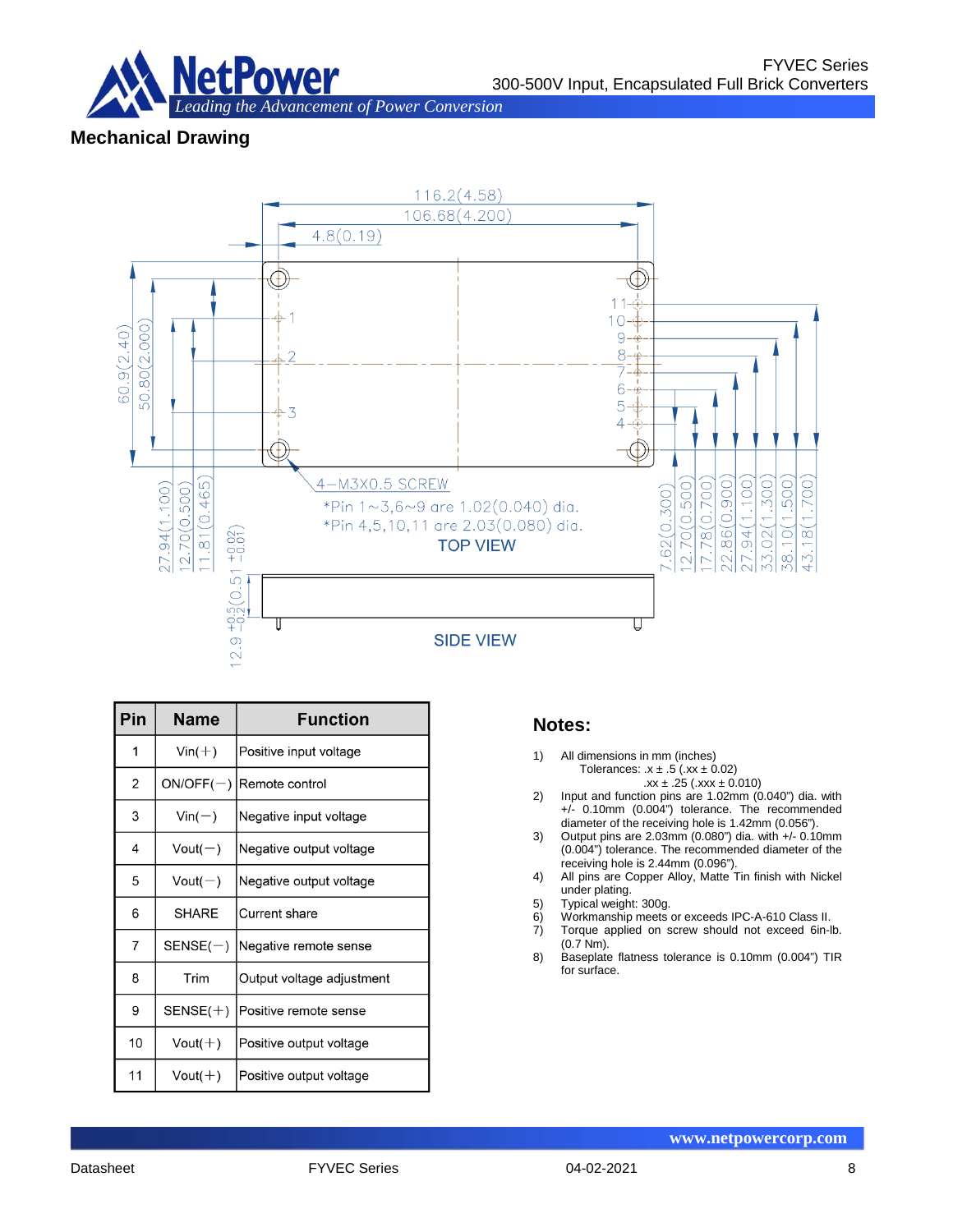## Mechanical Drawing

116.2(4.58)
106.68(4.200)
4.8(0.19)
60.9(2.40)
50.80(2.000)
27.94(1.100)
12.70(0.500)
11.81(0.465)
12.9 +0.5 −0.2 (0.51 +0.02 −0.01)
4−M3X0.5 SCREW
*Pin 1~3,6~9 are 1.02(0.040) dia.
*Pin 4,5,10,11 are 2.03(0.080) dia.
TOP VIEW
7.62(0.300)
12.70(0.500)
17.78(0.700)
22.86(0.900)
27.94(1.100)
33.02(1.300)
38.10(1.500)
43.18(1.700)
SIDE VIEW

| Pin | Name | Function |
|---|---|---|
| 1 | Vin(+) | Positive input voltage |
| 2 | ON/OFF(−) | Remote control |
| 3 | Vin(−) | Negative input voltage |
| 4 | Vout(−) | Negative output voltage |
| 5 | Vout(−) | Negative output voltage |
| 6 | SHARE | Current share |
| 7 | SENSE(−) | Negative remote sense |
| 8 | Trim | Output voltage adjustment |
| 9 | SENSE(+) | Positive remote sense |
| 10 | Vout(+) | Positive output voltage |
| 11 | Vout(+) | Positive output voltage |

## Notes:

1) All dimensions in mm (inches)
   Tolerances: .x ± .5 (.xx ± 0.02)
   .xx ± .25 (.xxx ± 0.010)
2) Input and function pins are 1.02mm (0.040") dia. with +/- 0.10mm (0.004") tolerance. The recommended diameter of the receiving hole is 1.42mm (0.056").
3) Output pins are 2.03mm (0.080") dia. with +/- 0.10mm (0.004") tolerance. The recommended diameter of the receiving hole is 2.44mm (0.096").
4) All pins are Copper Alloy, Matte Tin finish with Nickel under plating.
5) Typical weight: 300g.
6) Workmanship meets or exceeds IPC-A-610 Class II.
7) Torque applied on screw should not exceed 6in-lb. (0.7 Nm).
8) Baseplate flatness tolerance is 0.10mm (0.004") TIR for surface.